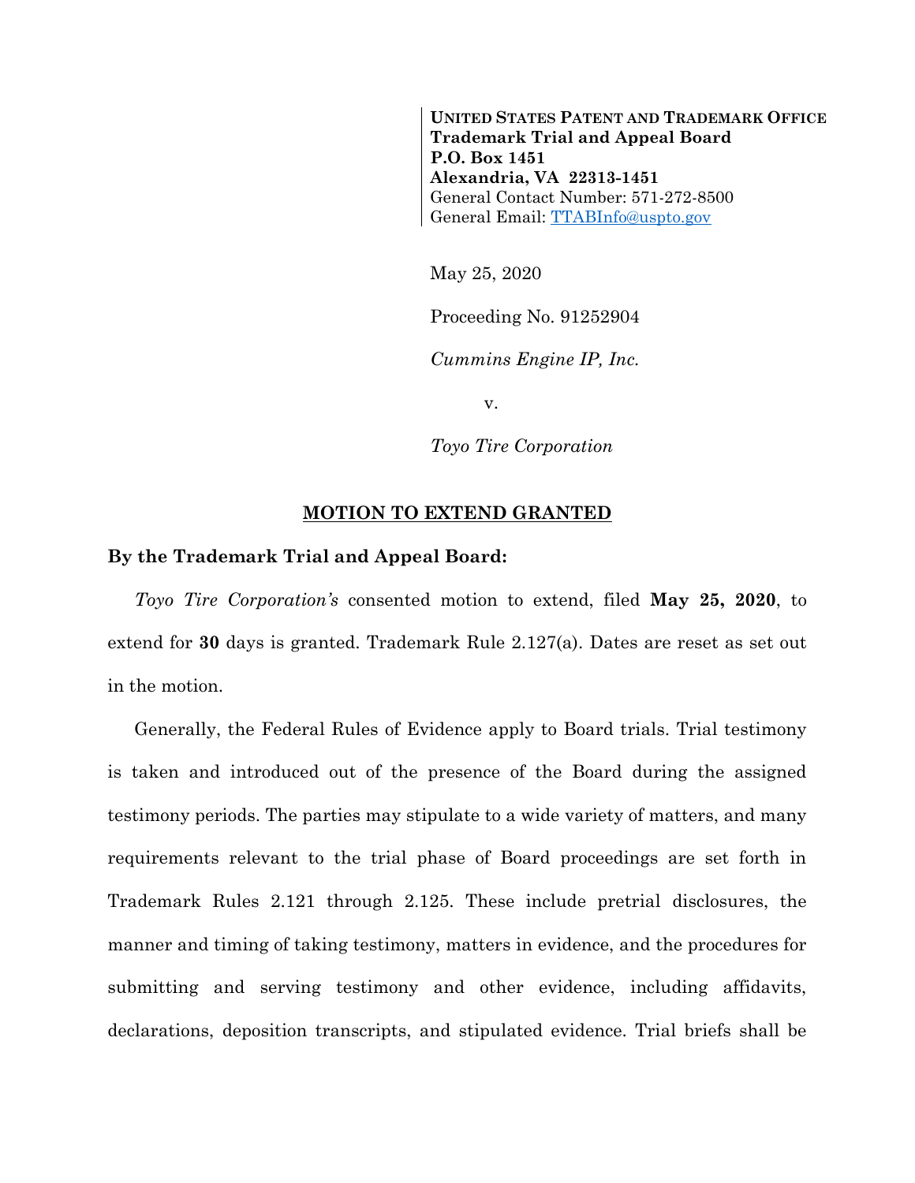**UNITED STATES PATENT AND TRADEMARK OFFICE**
**Trademark Trial and Appeal Board**
**P.O. Box 1451**
**Alexandria, VA 22313-1451**
General Contact Number: 571-272-8500
General Email: TTABInfo@uspto.gov

May 25, 2020

Proceeding No. 91252904

*Cummins Engine IP, Inc.*

v.

*Toyo Tire Corporation*

## MOTION TO EXTEND GRANTED

**By the Trademark Trial and Appeal Board:**

*Toyo Tire Corporation's* consented motion to extend, filed **May 25, 2020**, to extend for **30** days is granted. Trademark Rule 2.127(a). Dates are reset as set out in the motion.

Generally, the Federal Rules of Evidence apply to Board trials. Trial testimony is taken and introduced out of the presence of the Board during the assigned testimony periods. The parties may stipulate to a wide variety of matters, and many requirements relevant to the trial phase of Board proceedings are set forth in Trademark Rules 2.121 through 2.125. These include pretrial disclosures, the manner and timing of taking testimony, matters in evidence, and the procedures for submitting and serving testimony and other evidence, including affidavits, declarations, deposition transcripts, and stipulated evidence. Trial briefs shall be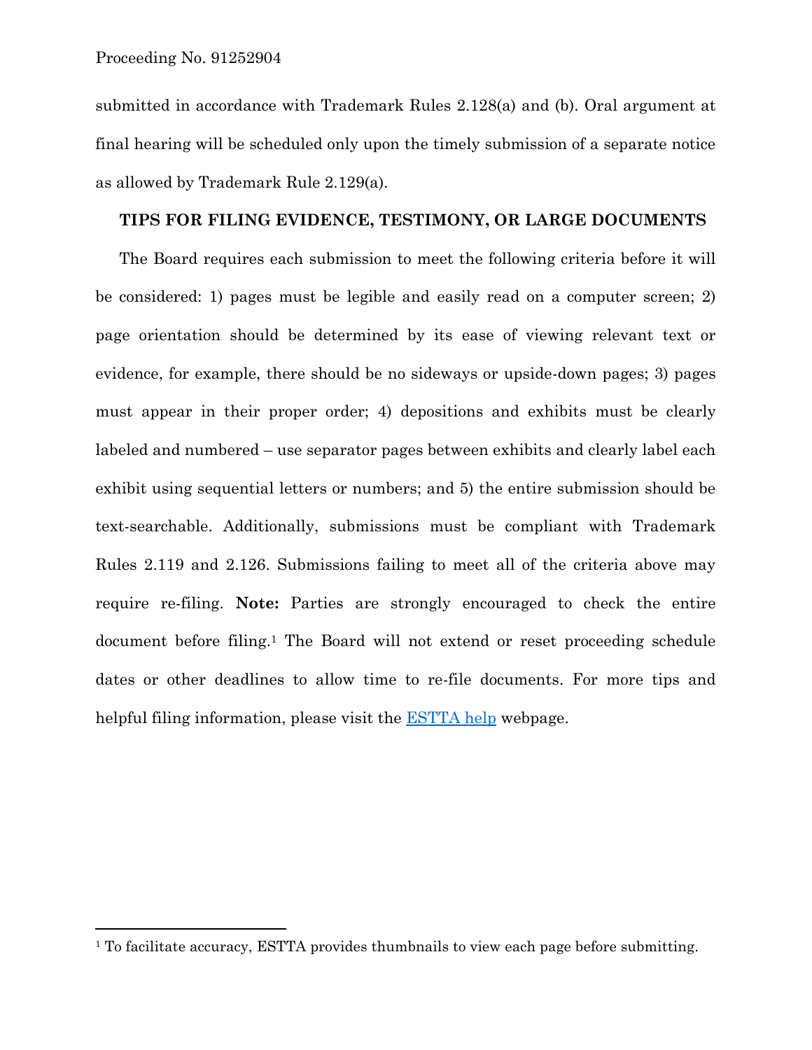submitted in accordance with Trademark Rules 2.128(a) and (b). Oral argument at final hearing will be scheduled only upon the timely submission of a separate notice as allowed by Trademark Rule 2.129(a).

**TIPS FOR FILING EVIDENCE, TESTIMONY, OR LARGE DOCUMENTS**

The Board requires each submission to meet the following criteria before it will be considered: 1) pages must be legible and easily read on a computer screen; 2) page orientation should be determined by its ease of viewing relevant text or evidence, for example, there should be no sideways or upside-down pages; 3) pages must appear in their proper order; 4) depositions and exhibits must be clearly labeled and numbered – use separator pages between exhibits and clearly label each exhibit using sequential letters or numbers; and 5) the entire submission should be text-searchable. Additionally, submissions must be compliant with Trademark Rules 2.119 and 2.126. Submissions failing to meet all of the criteria above may require re-filing. **Note:** Parties are strongly encouraged to check the entire document before filing.[1] The Board will not extend or reset proceeding schedule dates or other deadlines to allow time to re-file documents. For more tips and helpful filing information, please visit the ESTTA help webpage.

---

[1] To facilitate accuracy, ESTTA provides thumbnails to view each page before submitting.